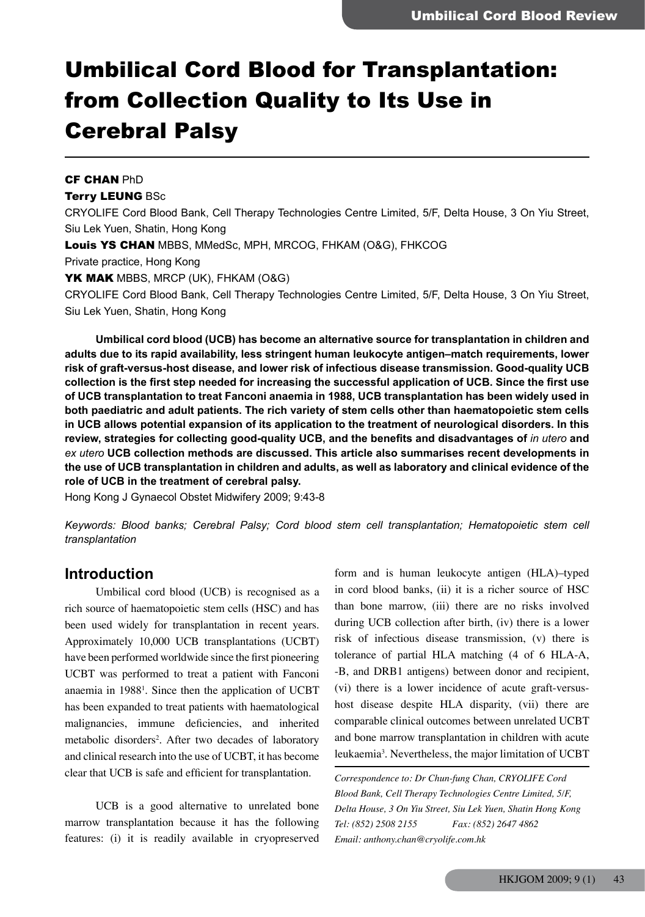# Umbilical Cord Blood for Transplantation: from Collection Quality to Its Use in Cerebral Palsy

**CF CHAN** PhD

**Terry LEUNG** BSc

CRYOLIFE Cord Blood Bank, Cell Therapy Technologies Centre Limited, 5/F, Delta House, 3 On Yiu Street, Siu Lek Yuen, Shatin, Hong Kong

**Louis YS CHAN** MBBS, MMedSc, MPH, MRCOG, FHKAM (O&G), FHKCOG

Private practice, Hong Kong

**YK MAK** MBBS, MRCP (UK), FHKAM (O&G)

CRYOLIFE Cord Blood Bank, Cell Therapy Technologies Centre Limited, 5/F, Delta House, 3 On Yiu Street, Siu Lek Yuen, Shatin, Hong Kong

**Umbilical cord blood (UCB) has become an alternative source for transplantation in children and adults due to its rapid availability, less stringent human leukocyte antigen–match requirements, lower risk of graft-versus-host disease, and lower risk of infectious disease transmission. Good-quality UCB collection is the first step needed for increasing the successful application of UCB. Since the first use of UCB transplantation to treat Fanconi anaemia in 1988, UCB transplantation has been widely used in both paediatric and adult patients. The rich variety of stem cells other than haematopoietic stem cells in UCB allows potential expansion of its application to the treatment of neurological disorders. In this review, strategies for collecting good-quality UCB, and the benefits and disadvantages of *in utero* and *ex utero* UCB collection methods are discussed. This article also summarises recent developments in the use of UCB transplantation in children and adults, as well as laboratory and clinical evidence of the role of UCB in the treatment of cerebral palsy.**

Hong Kong J Gynaecol Obstet Midwifery 2009; 9:43-8

*Keywords: Blood banks; Cerebral Palsy; Cord blood stem cell transplantation; Hematopoietic stem cell transplantation*

## Introduction

Umbilical cord blood (UCB) is recognised as a rich source of haematopoietic stem cells (HSC) and has been used widely for transplantation in recent years. Approximately 10,000 UCB transplantations (UCBT) have been performed worldwide since the first pioneering UCBT was performed to treat a patient with Fanconi anaemia in 1988[1]. Since then the application of UCBT has been expanded to treat patients with haematological malignancies, immune deficiencies, and inherited metabolic disorders[2]. After two decades of laboratory and clinical research into the use of UCBT, it has become clear that UCB is safe and efficient for transplantation.

UCB is a good alternative to unrelated bone marrow transplantation because it has the following features: (i) it is readily available in cryopreserved form and is human leukocyte antigen (HLA)–typed in cord blood banks, (ii) it is a richer source of HSC than bone marrow, (iii) there are no risks involved during UCB collection after birth, (iv) there is a lower risk of infectious disease transmission, (v) there is tolerance of partial HLA matching (4 of 6 HLA-A, -B, and DRB1 antigens) between donor and recipient, (vi) there is a lower incidence of acute graft-versus-host disease despite HLA disparity, (vii) there are comparable clinical outcomes between unrelated UCBT and bone marrow transplantation in children with acute leukaemia[3]. Nevertheless, the major limitation of UCBT

*Correspondence to: Dr Chun-fung Chan, CRYOLIFE Cord Blood Bank, Cell Therapy Technologies Centre Limited, 5/F, Delta House, 3 On Yiu Street, Siu Lek Yuen, Shatin Hong Kong*
*Tel: (852) 2508 2155 Fax: (852) 2647 4862*
*Email: anthony.chan@cryolife.com.hk*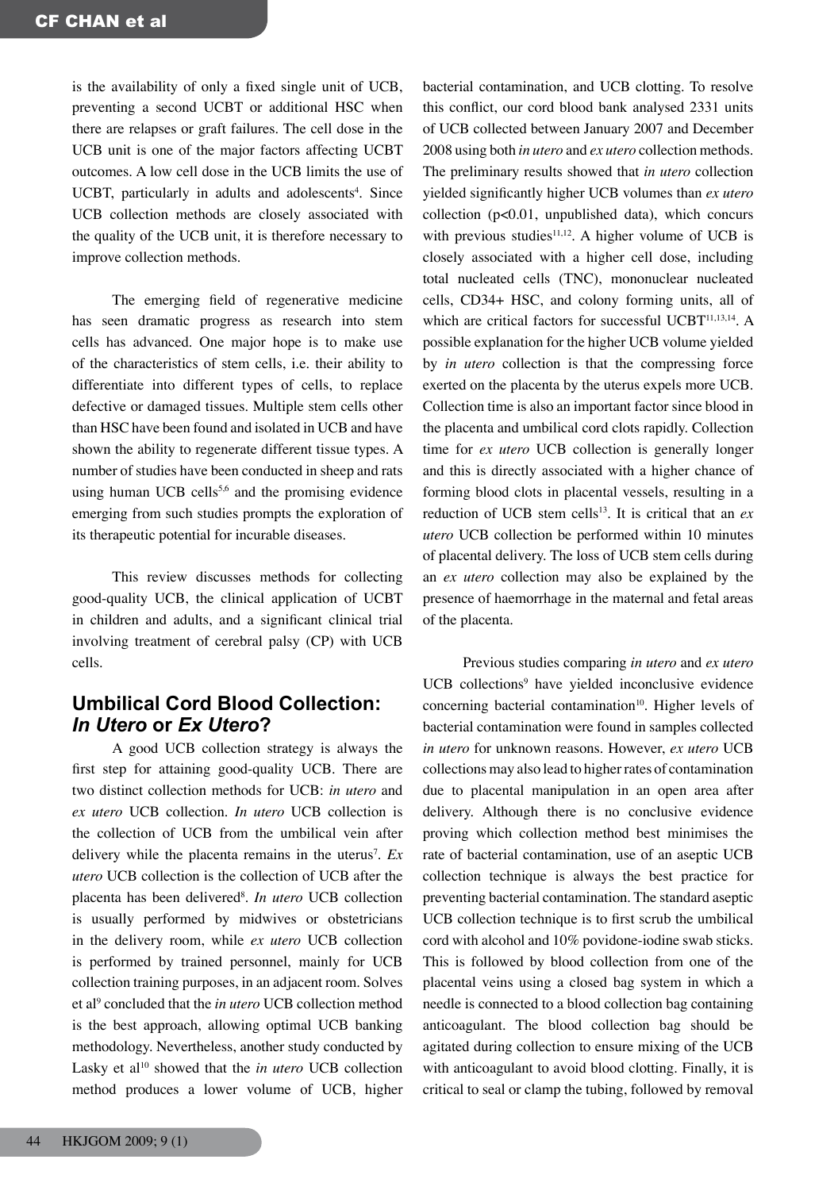is the availability of only a fixed single unit of UCB, preventing a second UCBT or additional HSC when there are relapses or graft failures. The cell dose in the UCB unit is one of the major factors affecting UCBT outcomes. A low cell dose in the UCB limits the use of UCBT, particularly in adults and adolescents[4]. Since UCB collection methods are closely associated with the quality of the UCB unit, it is therefore necessary to improve collection methods.

The emerging field of regenerative medicine has seen dramatic progress as research into stem cells has advanced. One major hope is to make use of the characteristics of stem cells, i.e. their ability to differentiate into different types of cells, to replace defective or damaged tissues. Multiple stem cells other than HSC have been found and isolated in UCB and have shown the ability to regenerate different tissue types. A number of studies have been conducted in sheep and rats using human UCB cells[5,6] and the promising evidence emerging from such studies prompts the exploration of its therapeutic potential for incurable diseases.

This review discusses methods for collecting good-quality UCB, the clinical application of UCBT in children and adults, and a significant clinical trial involving treatment of cerebral palsy (CP) with UCB cells.

## Umbilical Cord Blood Collection: *In Utero* or *Ex Utero*?

A good UCB collection strategy is always the first step for attaining good-quality UCB. There are two distinct collection methods for UCB: *in utero* and *ex utero* UCB collection. *In utero* UCB collection is the collection of UCB from the umbilical vein after delivery while the placenta remains in the uterus[7]. *Ex utero* UCB collection is the collection of UCB after the placenta has been delivered[8]. *In utero* UCB collection is usually performed by midwives or obstetricians in the delivery room, while *ex utero* UCB collection is performed by trained personnel, mainly for UCB collection training purposes, in an adjacent room. Solves et al[9] concluded that the *in utero* UCB collection method is the best approach, allowing optimal UCB banking methodology. Nevertheless, another study conducted by Lasky et al[10] showed that the *in utero* UCB collection method produces a lower volume of UCB, higher bacterial contamination, and UCB clotting. To resolve this conflict, our cord blood bank analysed 2331 units of UCB collected between January 2007 and December 2008 using both *in utero* and *ex utero* collection methods. The preliminary results showed that *in utero* collection yielded significantly higher UCB volumes than *ex utero* collection ($p<0.01$, unpublished data), which concurs with previous studies[11,12]. A higher volume of UCB is closely associated with a higher cell dose, including total nucleated cells (TNC), mononuclear nucleated cells, CD34+ HSC, and colony forming units, all of which are critical factors for successful UCBT[11,13,14]. A possible explanation for the higher UCB volume yielded by *in utero* collection is that the compressing force exerted on the placenta by the uterus expels more UCB. Collection time is also an important factor since blood in the placenta and umbilical cord clots rapidly. Collection time for *ex utero* UCB collection is generally longer and this is directly associated with a higher chance of forming blood clots in placental vessels, resulting in a reduction of UCB stem cells[13]. It is critical that an *ex utero* UCB collection be performed within 10 minutes of placental delivery. The loss of UCB stem cells during an *ex utero* collection may also be explained by the presence of haemorrhage in the maternal and fetal areas of the placenta.

Previous studies comparing *in utero* and *ex utero* UCB collections[9] have yielded inconclusive evidence concerning bacterial contamination[10]. Higher levels of bacterial contamination were found in samples collected *in utero* for unknown reasons. However, *ex utero* UCB collections may also lead to higher rates of contamination due to placental manipulation in an open area after delivery. Although there is no conclusive evidence proving which collection method best minimises the rate of bacterial contamination, use of an aseptic UCB collection technique is always the best practice for preventing bacterial contamination. The standard aseptic UCB collection technique is to first scrub the umbilical cord with alcohol and 10% povidone-iodine swab sticks. This is followed by blood collection from one of the placental veins using a closed bag system in which a needle is connected to a blood collection bag containing anticoagulant. The blood collection bag should be agitated during collection to ensure mixing of the UCB with anticoagulant to avoid blood clotting. Finally, it is critical to seal or clamp the tubing, followed by removal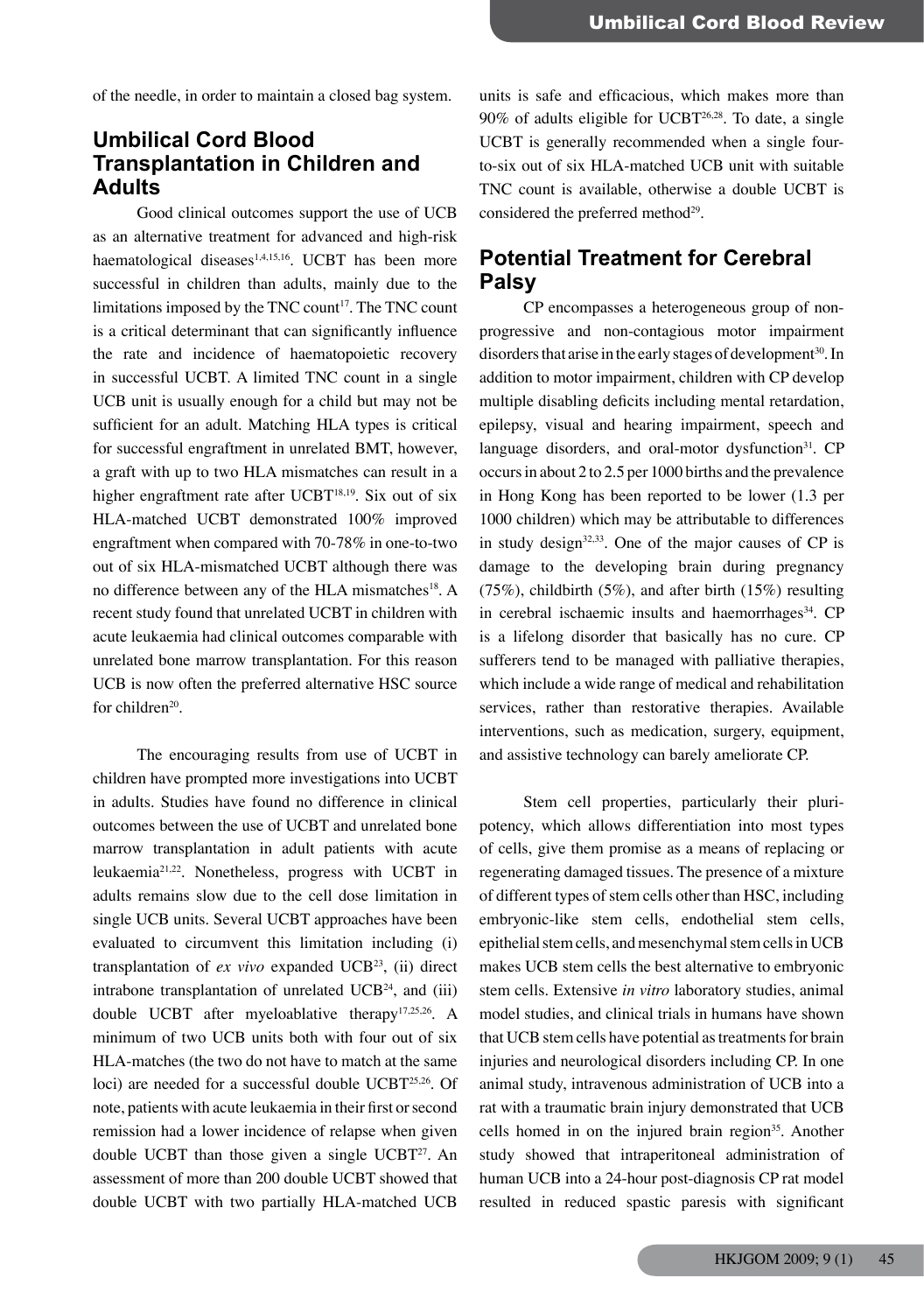of the needle, in order to maintain a closed bag system.

## Umbilical Cord Blood Transplantation in Children and Adults

Good clinical outcomes support the use of UCB as an alternative treatment for advanced and high-risk haematological diseases[1,4,15,16]. UCBT has been more successful in children than adults, mainly due to the limitations imposed by the TNC count[17]. The TNC count is a critical determinant that can significantly influence the rate and incidence of haematopoietic recovery in successful UCBT. A limited TNC count in a single UCB unit is usually enough for a child but may not be sufficient for an adult. Matching HLA types is critical for successful engraftment in unrelated BMT, however, a graft with up to two HLA mismatches can result in a higher engraftment rate after UCBT[18,19]. Six out of six HLA-matched UCBT demonstrated 100% improved engraftment when compared with 70-78% in one-to-two out of six HLA-mismatched UCBT although there was no difference between any of the HLA mismatches[18]. A recent study found that unrelated UCBT in children with acute leukaemia had clinical outcomes comparable with unrelated bone marrow transplantation. For this reason UCB is now often the preferred alternative HSC source for children[20].

The encouraging results from use of UCBT in children have prompted more investigations into UCBT in adults. Studies have found no difference in clinical outcomes between the use of UCBT and unrelated bone marrow transplantation in adult patients with acute leukaemia[21,22]. Nonetheless, progress with UCBT in adults remains slow due to the cell dose limitation in single UCB units. Several UCBT approaches have been evaluated to circumvent this limitation including (i) transplantation of *ex vivo* expanded UCB[23], (ii) direct intrabone transplantation of unrelated UCB[24], and (iii) double UCBT after myeloablative therapy[17,25,26]. A minimum of two UCB units both with four out of six HLA-matches (the two do not have to match at the same loci) are needed for a successful double UCBT[25,26]. Of note, patients with acute leukaemia in their first or second remission had a lower incidence of relapse when given double UCBT than those given a single UCBT[27]. An assessment of more than 200 double UCBT showed that double UCBT with two partially HLA-matched UCB units is safe and efficacious, which makes more than 90% of adults eligible for UCBT[26,28]. To date, a single UCBT is generally recommended when a single four-to-six out of six HLA-matched UCB unit with suitable TNC count is available, otherwise a double UCBT is considered the preferred method[29].

## Potential Treatment for Cerebral Palsy

CP encompasses a heterogeneous group of non-progressive and non-contagious motor impairment disorders that arise in the early stages of development[30]. In addition to motor impairment, children with CP develop multiple disabling deficits including mental retardation, epilepsy, visual and hearing impairment, speech and language disorders, and oral-motor dysfunction[31]. CP occurs in about 2 to 2.5 per 1000 births and the prevalence in Hong Kong has been reported to be lower (1.3 per 1000 children) which may be attributable to differences in study design[32,33]. One of the major causes of CP is damage to the developing brain during pregnancy (75%), childbirth (5%), and after birth (15%) resulting in cerebral ischaemic insults and haemorrhages[34]. CP is a lifelong disorder that basically has no cure. CP sufferers tend to be managed with palliative therapies, which include a wide range of medical and rehabilitation services, rather than restorative therapies. Available interventions, such as medication, surgery, equipment, and assistive technology can barely ameliorate CP.

Stem cell properties, particularly their pluripotency, which allows differentiation into most types of cells, give them promise as a means of replacing or regenerating damaged tissues. The presence of a mixture of different types of stem cells other than HSC, including embryonic-like stem cells, endothelial stem cells, epithelial stem cells, and mesenchymal stem cells in UCB makes UCB stem cells the best alternative to embryonic stem cells. Extensive *in vitro* laboratory studies, animal model studies, and clinical trials in humans have shown that UCB stem cells have potential as treatments for brain injuries and neurological disorders including CP. In one animal study, intravenous administration of UCB into a rat with a traumatic brain injury demonstrated that UCB cells homed in on the injured brain region[35]. Another study showed that intraperitoneal administration of human UCB into a 24-hour post-diagnosis CP rat model resulted in reduced spastic paresis with significant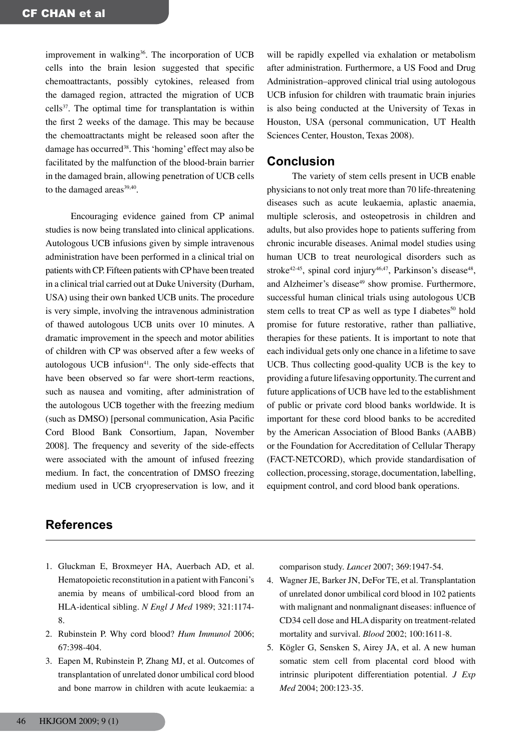improvement in walking[36]. The incorporation of UCB cells into the brain lesion suggested that specific chemoattractants, possibly cytokines, released from the damaged region, attracted the migration of UCB cells[37]. The optimal time for transplantation is within the first 2 weeks of the damage. This may be because the chemoattractants might be released soon after the damage has occurred[38]. This 'homing' effect may also be facilitated by the malfunction of the blood-brain barrier in the damaged brain, allowing penetration of UCB cells to the damaged areas[39,40].

Encouraging evidence gained from CP animal studies is now being translated into clinical applications. Autologous UCB infusions given by simple intravenous administration have been performed in a clinical trial on patients with CP. Fifteen patients with CP have been treated in a clinical trial carried out at Duke University (Durham, USA) using their own banked UCB units. The procedure is very simple, involving the intravenous administration of thawed autologous UCB units over 10 minutes. A dramatic improvement in the speech and motor abilities of children with CP was observed after a few weeks of autologous UCB infusion[41]. The only side-effects that have been observed so far were short-term reactions, such as nausea and vomiting, after administration of the autologous UCB together with the freezing medium (such as DMSO) [personal communication, Asia Pacific Cord Blood Bank Consortium, Japan, November 2008]. The frequency and severity of the side-effects were associated with the amount of infused freezing medium. In fact, the concentration of DMSO freezing medium used in UCB cryopreservation is low, and it will be rapidly expelled via exhalation or metabolism after administration. Furthermore, a US Food and Drug Administration–approved clinical trial using autologous UCB infusion for children with traumatic brain injuries is also being conducted at the University of Texas in Houston, USA (personal communication, UT Health Sciences Center, Houston, Texas 2008).

## Conclusion

The variety of stem cells present in UCB enable physicians to not only treat more than 70 life-threatening diseases such as acute leukaemia, aplastic anaemia, multiple sclerosis, and osteopetrosis in children and adults, but also provides hope to patients suffering from chronic incurable diseases. Animal model studies using human UCB to treat neurological disorders such as stroke[42-45], spinal cord injury[46,47], Parkinson's disease[48], and Alzheimer's disease[49] show promise. Furthermore, successful human clinical trials using autologous UCB stem cells to treat CP as well as type I diabetes[50] hold promise for future restorative, rather than palliative, therapies for these patients. It is important to note that each individual gets only one chance in a lifetime to save UCB. Thus collecting good-quality UCB is the key to providing a future lifesaving opportunity. The current and future applications of UCB have led to the establishment of public or private cord blood banks worldwide. It is important for these cord blood banks to be accredited by the American Association of Blood Banks (AABB) or the Foundation for Accreditation of Cellular Therapy (FACT-NETCORD), which provide standardisation of collection, processing, storage, documentation, labelling, equipment control, and cord blood bank operations.

## References

1. Gluckman E, Broxmeyer HA, Auerbach AD, et al. Hematopoietic reconstitution in a patient with Fanconi's anemia by means of umbilical-cord blood from an HLA-identical sibling. *N Engl J Med* 1989; 321:1174-8.
2. Rubinstein P. Why cord blood? *Hum Immunol* 2006; 67:398-404.
3. Eapen M, Rubinstein P, Zhang MJ, et al. Outcomes of transplantation of unrelated donor umbilical cord blood and bone marrow in children with acute leukaemia: a comparison study. *Lancet* 2007; 369:1947-54.
4. Wagner JE, Barker JN, DeFor TE, et al. Transplantation of unrelated donor umbilical cord blood in 102 patients with malignant and nonmalignant diseases: influence of CD34 cell dose and HLA disparity on treatment-related mortality and survival. *Blood* 2002; 100:1611-8.
5. Kögler G, Sensken S, Airey JA, et al. A new human somatic stem cell from placental cord blood with intrinsic pluripotent differentiation potential. *J Exp Med* 2004; 200:123-35.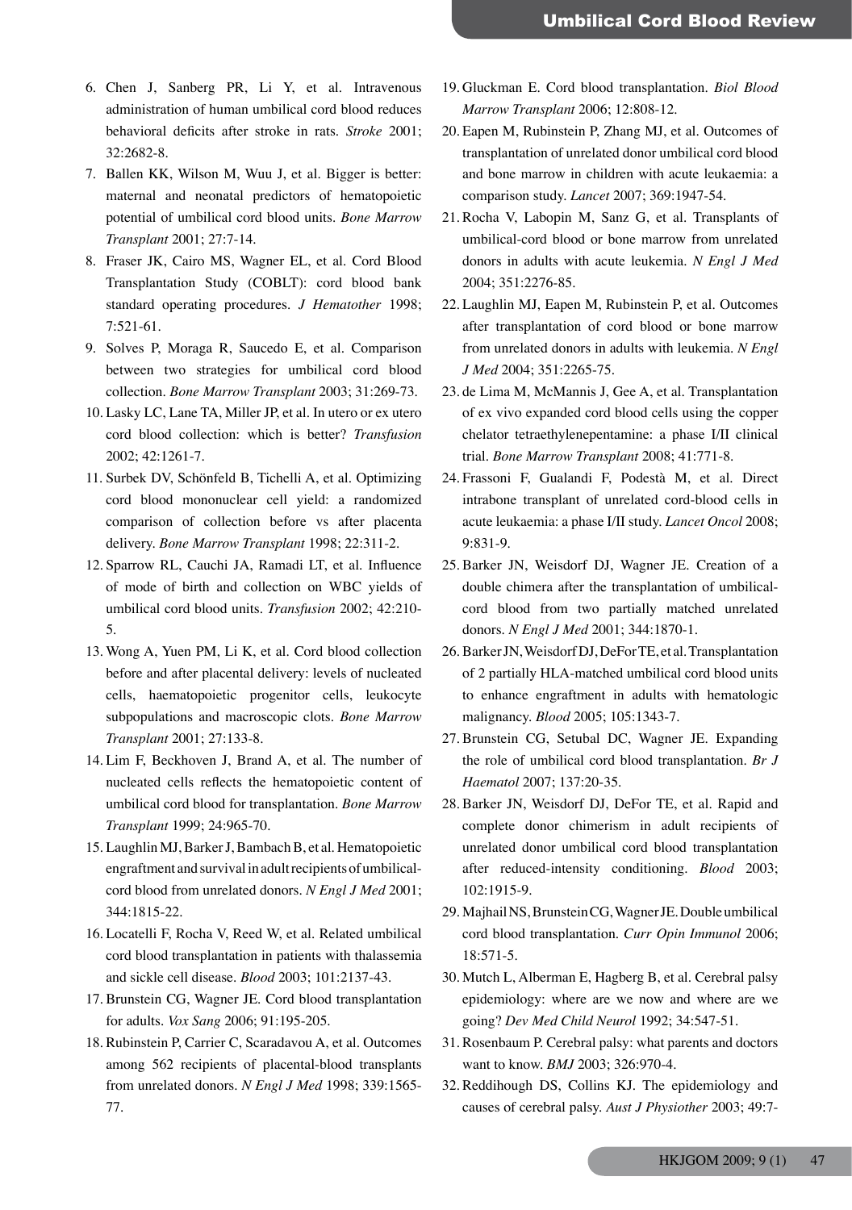6. Chen J, Sanberg PR, Li Y, et al. Intravenous administration of human umbilical cord blood reduces behavioral deficits after stroke in rats. *Stroke* 2001; 32:2682-8.
7. Ballen KK, Wilson M, Wuu J, et al. Bigger is better: maternal and neonatal predictors of hematopoietic potential of umbilical cord blood units. *Bone Marrow Transplant* 2001; 27:7-14.
8. Fraser JK, Cairo MS, Wagner EL, et al. Cord Blood Transplantation Study (COBLT): cord blood bank standard operating procedures. *J Hematother* 1998; 7:521-61.
9. Solves P, Moraga R, Saucedo E, et al. Comparison between two strategies for umbilical cord blood collection. *Bone Marrow Transplant* 2003; 31:269-73.
10. Lasky LC, Lane TA, Miller JP, et al. In utero or ex utero cord blood collection: which is better? *Transfusion* 2002; 42:1261-7.
11. Surbek DV, Schönfeld B, Tichelli A, et al. Optimizing cord blood mononuclear cell yield: a randomized comparison of collection before vs after placenta delivery. *Bone Marrow Transplant* 1998; 22:311-2.
12. Sparrow RL, Cauchi JA, Ramadi LT, et al. Influence of mode of birth and collection on WBC yields of umbilical cord blood units. *Transfusion* 2002; 42:210-5.
13. Wong A, Yuen PM, Li K, et al. Cord blood collection before and after placental delivery: levels of nucleated cells, haematopoietic progenitor cells, leukocyte subpopulations and macroscopic clots. *Bone Marrow Transplant* 2001; 27:133-8.
14. Lim F, Beckhoven J, Brand A, et al. The number of nucleated cells reflects the hematopoietic content of umbilical cord blood for transplantation. *Bone Marrow Transplant* 1999; 24:965-70.
15. Laughlin MJ, Barker J, Bambach B, et al. Hematopoietic engraftment and survival in adult recipients of umbilical-cord blood from unrelated donors. *N Engl J Med* 2001; 344:1815-22.
16. Locatelli F, Rocha V, Reed W, et al. Related umbilical cord blood transplantation in patients with thalassemia and sickle cell disease. *Blood* 2003; 101:2137-43.
17. Brunstein CG, Wagner JE. Cord blood transplantation for adults. *Vox Sang* 2006; 91:195-205.
18. Rubinstein P, Carrier C, Scaradavou A, et al. Outcomes among 562 recipients of placental-blood transplants from unrelated donors. *N Engl J Med* 1998; 339:1565-77.
19. Gluckman E. Cord blood transplantation. *Biol Blood Marrow Transplant* 2006; 12:808-12.
20. Eapen M, Rubinstein P, Zhang MJ, et al. Outcomes of transplantation of unrelated donor umbilical cord blood and bone marrow in children with acute leukaemia: a comparison study. *Lancet* 2007; 369:1947-54.
21. Rocha V, Labopin M, Sanz G, et al. Transplants of umbilical-cord blood or bone marrow from unrelated donors in adults with acute leukemia. *N Engl J Med* 2004; 351:2276-85.
22. Laughlin MJ, Eapen M, Rubinstein P, et al. Outcomes after transplantation of cord blood or bone marrow from unrelated donors in adults with leukemia. *N Engl J Med* 2004; 351:2265-75.
23. de Lima M, McMannis J, Gee A, et al. Transplantation of ex vivo expanded cord blood cells using the copper chelator tetraethylenepentamine: a phase I/II clinical trial. *Bone Marrow Transplant* 2008; 41:771-8.
24. Frassoni F, Gualandi F, Podestà M, et al. Direct intrabone transplant of unrelated cord-blood cells in acute leukaemia: a phase I/II study. *Lancet Oncol* 2008; 9:831-9.
25. Barker JN, Weisdorf DJ, Wagner JE. Creation of a double chimera after the transplantation of umbilical-cord blood from two partially matched unrelated donors. *N Engl J Med* 2001; 344:1870-1.
26. Barker JN, Weisdorf DJ, DeFor TE, et al. Transplantation of 2 partially HLA-matched umbilical cord blood units to enhance engraftment in adults with hematologic malignancy. *Blood* 2005; 105:1343-7.
27. Brunstein CG, Setubal DC, Wagner JE. Expanding the role of umbilical cord blood transplantation. *Br J Haematol* 2007; 137:20-35.
28. Barker JN, Weisdorf DJ, DeFor TE, et al. Rapid and complete donor chimerism in adult recipients of unrelated donor umbilical cord blood transplantation after reduced-intensity conditioning. *Blood* 2003; 102:1915-9.
29. Majhail NS, Brunstein CG, Wagner JE. Double umbilical cord blood transplantation. *Curr Opin Immunol* 2006; 18:571-5.
30. Mutch L, Alberman E, Hagberg B, et al. Cerebral palsy epidemiology: where are we now and where are we going? *Dev Med Child Neurol* 1992; 34:547-51.
31. Rosenbaum P. Cerebral palsy: what parents and doctors want to know. *BMJ* 2003; 326:970-4.
32. Reddihough DS, Collins KJ. The epidemiology and causes of cerebral palsy. *Aust J Physiother* 2003; 49:7-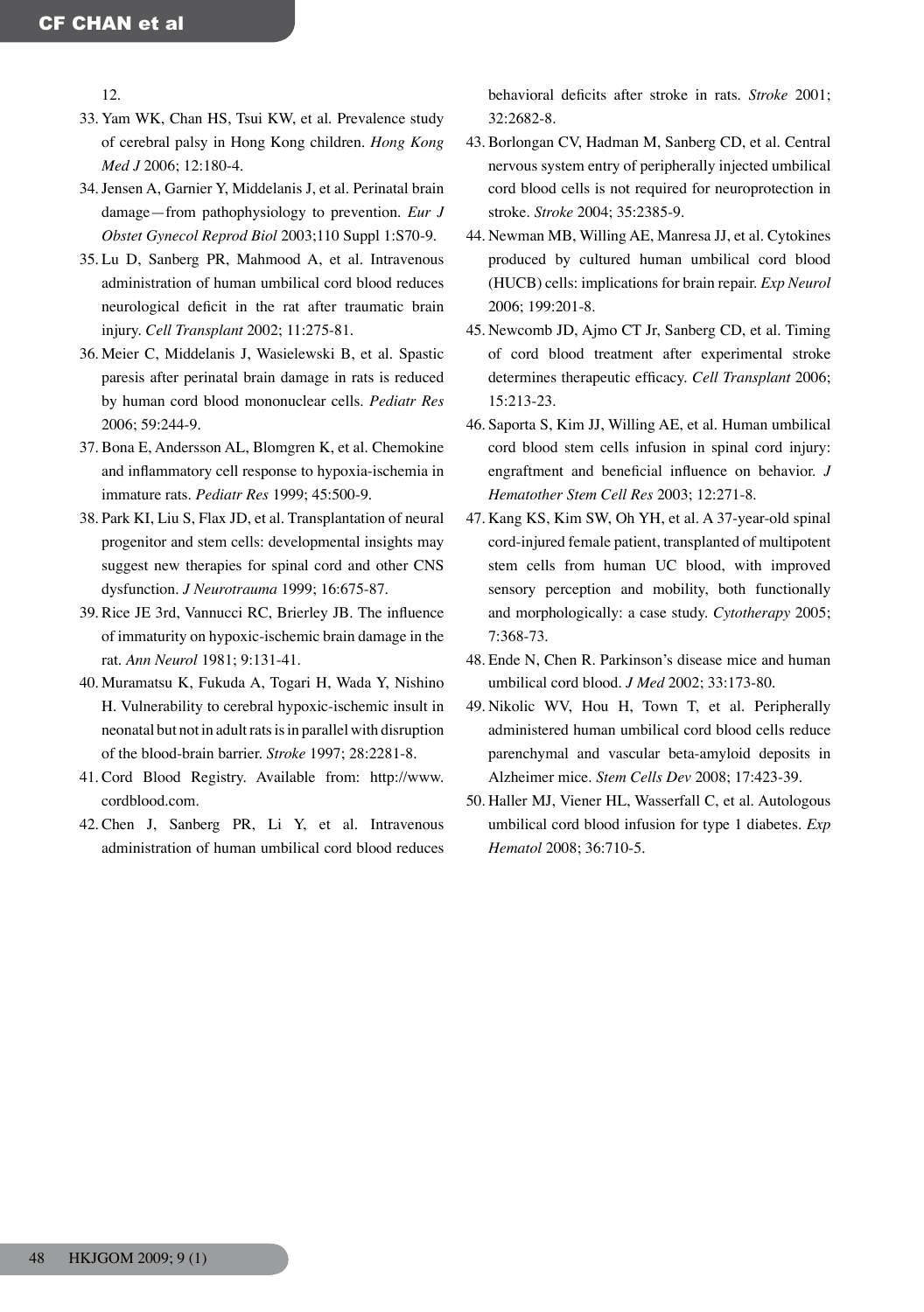12.

33. Yam WK, Chan HS, Tsui KW, et al. Prevalence study of cerebral palsy in Hong Kong children. *Hong Kong Med J* 2006; 12:180-4.
34. Jensen A, Garnier Y, Middelanis J, et al. Perinatal brain damage—from pathophysiology to prevention. *Eur J Obstet Gynecol Reprod Biol* 2003;110 Suppl 1:S70-9.
35. Lu D, Sanberg PR, Mahmood A, et al. Intravenous administration of human umbilical cord blood reduces neurological deficit in the rat after traumatic brain injury. *Cell Transplant* 2002; 11:275-81.
36. Meier C, Middelanis J, Wasielewski B, et al. Spastic paresis after perinatal brain damage in rats is reduced by human cord blood mononuclear cells. *Pediatr Res* 2006; 59:244-9.
37. Bona E, Andersson AL, Blomgren K, et al. Chemokine and inflammatory cell response to hypoxia-ischemia in immature rats. *Pediatr Res* 1999; 45:500-9.
38. Park KI, Liu S, Flax JD, et al. Transplantation of neural progenitor and stem cells: developmental insights may suggest new therapies for spinal cord and other CNS dysfunction. *J Neurotrauma* 1999; 16:675-87.
39. Rice JE 3rd, Vannucci RC, Brierley JB. The influence of immaturity on hypoxic-ischemic brain damage in the rat. *Ann Neurol* 1981; 9:131-41.
40. Muramatsu K, Fukuda A, Togari H, Wada Y, Nishino H. Vulnerability to cerebral hypoxic-ischemic insult in neonatal but not in adult rats is in parallel with disruption of the blood-brain barrier. *Stroke* 1997; 28:2281-8.
41. Cord Blood Registry. Available from: http://www.cordblood.com.
42. Chen J, Sanberg PR, Li Y, et al. Intravenous administration of human umbilical cord blood reduces behavioral deficits after stroke in rats. *Stroke* 2001; 32:2682-8.
43. Borlongan CV, Hadman M, Sanberg CD, et al. Central nervous system entry of peripherally injected umbilical cord blood cells is not required for neuroprotection in stroke. *Stroke* 2004; 35:2385-9.
44. Newman MB, Willing AE, Manresa JJ, et al. Cytokines produced by cultured human umbilical cord blood (HUCB) cells: implications for brain repair. *Exp Neurol* 2006; 199:201-8.
45. Newcomb JD, Ajmo CT Jr, Sanberg CD, et al. Timing of cord blood treatment after experimental stroke determines therapeutic efficacy. *Cell Transplant* 2006; 15:213-23.
46. Saporta S, Kim JJ, Willing AE, et al. Human umbilical cord blood stem cells infusion in spinal cord injury: engraftment and beneficial influence on behavior. *J Hematother Stem Cell Res* 2003; 12:271-8.
47. Kang KS, Kim SW, Oh YH, et al. A 37-year-old spinal cord-injured female patient, transplanted of multipotent stem cells from human UC blood, with improved sensory perception and mobility, both functionally and morphologically: a case study. *Cytotherapy* 2005; 7:368-73.
48. Ende N, Chen R. Parkinson's disease mice and human umbilical cord blood. *J Med* 2002; 33:173-80.
49. Nikolic WV, Hou H, Town T, et al. Peripherally administered human umbilical cord blood cells reduce parenchymal and vascular beta-amyloid deposits in Alzheimer mice. *Stem Cells Dev* 2008; 17:423-39.
50. Haller MJ, Viener HL, Wasserfall C, et al. Autologous umbilical cord blood infusion for type 1 diabetes. *Exp Hematol* 2008; 36:710-5.